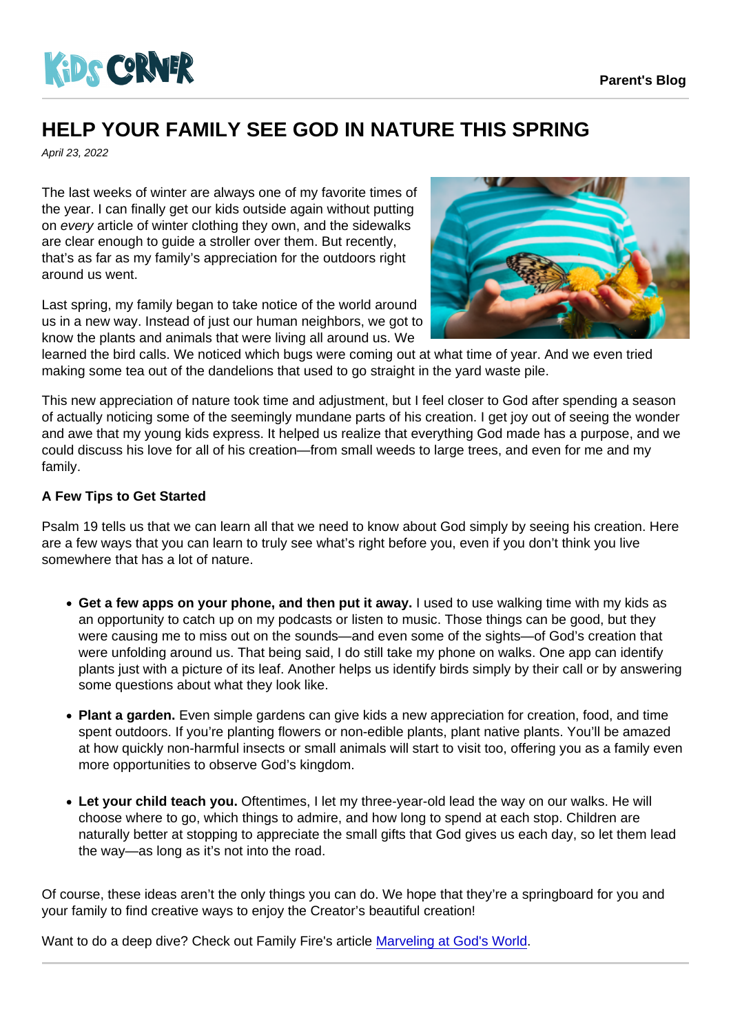Kids Corner

Parent's Blog

# HELP YOUR FAMILY SEE GOD IN NATURE THIS SPRING

*April 23, 2022*

The last weeks of winter are always one of my favorite times of the year. I can finally get our kids outside again without putting on *every* article of winter clothing they own, and the sidewalks are clear enough to guide a stroller over them. But recently, that's as far as my family's appreciation for the outdoors right around us went.

Last spring, my family began to take notice of the world around us in a new way. Instead of just our human neighbors, we got to know the plants and animals that were living all around us. We learned the bird calls. We noticed which bugs were coming out at what time of year. And we even tried making some tea out of the dandelions that used to go straight in the yard waste pile.

This new appreciation of nature took time and adjustment, but I feel closer to God after spending a season of actually noticing some of the seemingly mundane parts of his creation. I get joy out of seeing the wonder and awe that my young kids express. It helped us realize that everything God made has a purpose, and we could discuss his love for all of his creation—from small weeds to large trees, and even for me and my family.

**A Few Tips to Get Started**

Psalm 19 tells us that we can learn all that we need to know about God simply by seeing his creation. Here are a few ways that you can learn to truly see what's right before you, even if you don't think you live somewhere that has a lot of nature.

- **Get a few apps on your phone, and then put it away.** I used to use walking time with my kids as an opportunity to catch up on my podcasts or listen to music. Those things can be good, but they were causing me to miss out on the sounds—and even some of the sights—of God's creation that were unfolding around us. That being said, I do still take my phone on walks. One app can identify plants just with a picture of its leaf. Another helps us identify birds simply by their call or by answering some questions about what they look like.

- **Plant a garden.** Even simple gardens can give kids a new appreciation for creation, food, and time spent outdoors. If you're planting flowers or non-edible plants, plant native plants. You'll be amazed at how quickly non-harmful insects or small animals will start to visit too, offering you as a family even more opportunities to observe God's kingdom.

- **Let your child teach you.** Oftentimes, I let my three-year-old lead the way on our walks. He will choose where to go, which things to admire, and how long to spend at each stop. Children are naturally better at stopping to appreciate the small gifts that God gives us each day, so let them lead the way—as long as it's not into the road.

Of course, these ideas aren't the only things you can do. We hope that they're a springboard for you and your family to find creative ways to enjoy the Creator's beautiful creation!

Want to do a deep dive? Check out Family Fire's article [Marveling at God's World](#).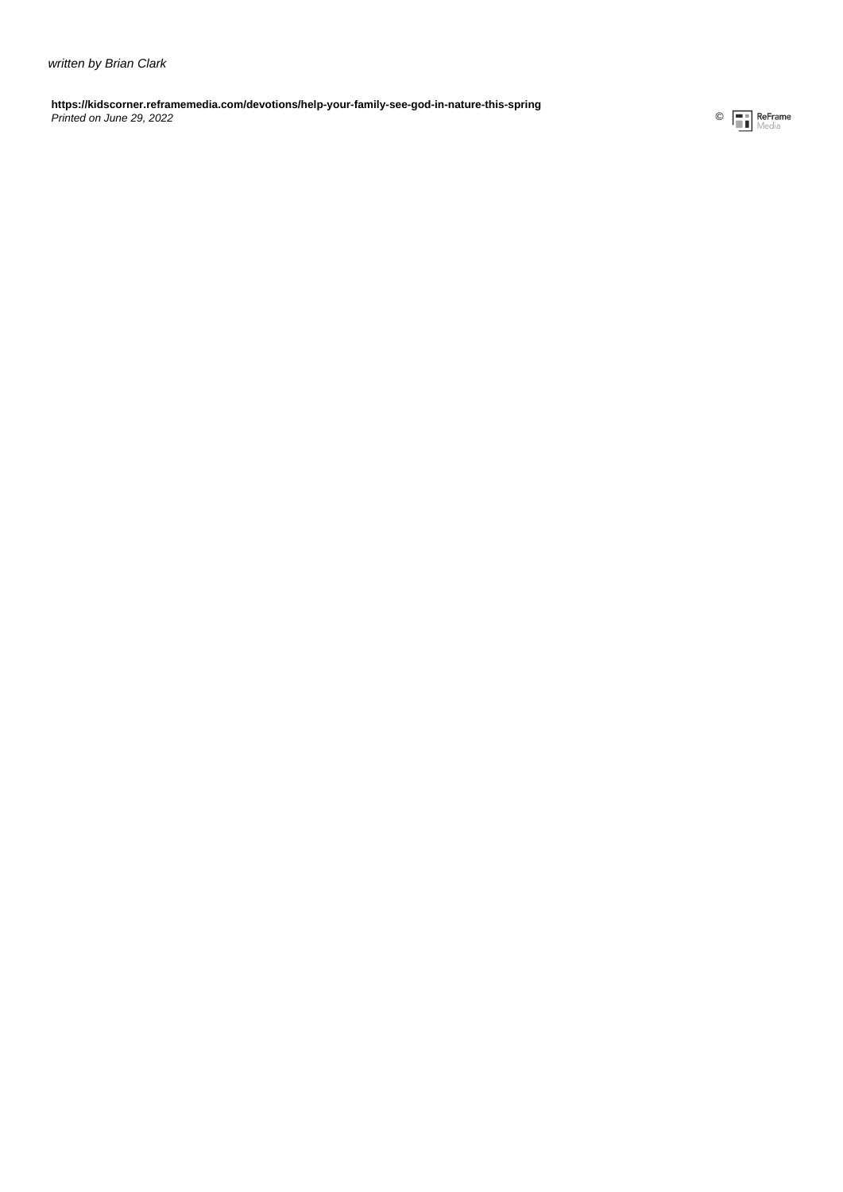*written by Brian Clark*

**https://kidscorner.reframemedia.com/devotions/help-your-family-see-god-in-nature-this-spring**
*Printed on June 29, 2022*

© ReFrame Media